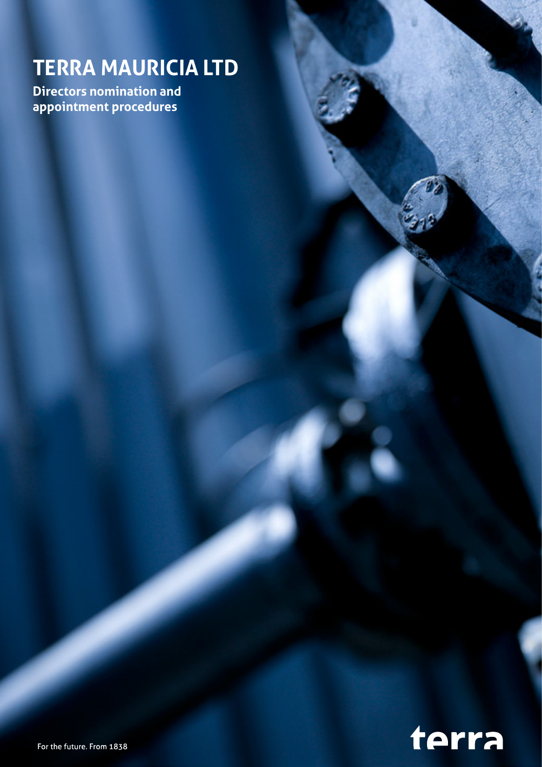# TERRA MAURICIA LTD

## Directors nomination and appointment procedures

For the future. From 1838

terra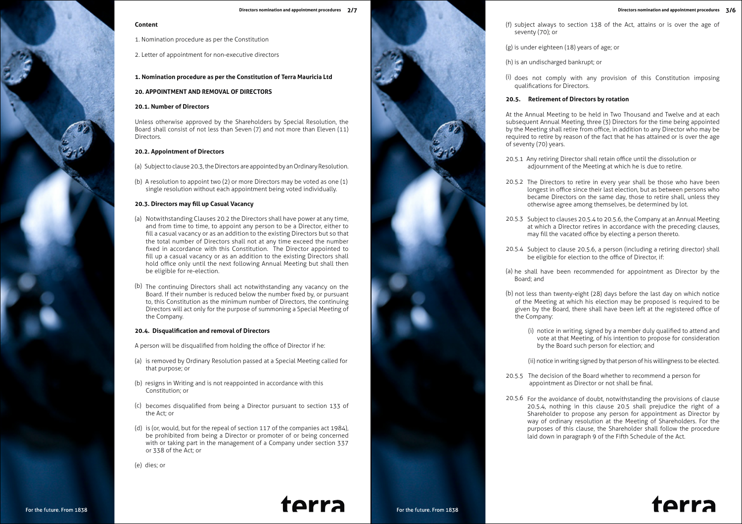**Content**

1. Nomination procedure as per the Constitution

2. Letter of appointment for non-executive directors

**1. Nomination procedure as per the Constitution of Terra Mauricia Ltd**

**20. APPOINTMENT AND REMOVAL OF DIRECTORS**

**20.1. Number of Directors**

Unless otherwise approved by the Shareholders by Special Resolution, the Board shall consist of not less than Seven (7) and not more than Eleven (11) Directors.

**20.2. Appointment of Directors**

(a) Subject to clause 20.3, the Directors are appointed by an Ordinary Resolution.

(b) A resolution to appoint two (2) or more Directors may be voted as one (1) single resolution without each appointment being voted individually.

**20.3. Directors may fill up Casual Vacancy**

(a) Notwithstanding Clauses 20.2 the Directors shall have power at any time, and from time to time, to appoint any person to be a Director, either to fill a casual vacancy or as an addition to the existing Directors but so that the total number of Directors shall not at any time exceed the number fixed in accordance with this Constitution. The Director appointed to fill up a casual vacancy or as an addition to the existing Directors shall hold office only until the next following Annual Meeting but shall then be eligible for re-election.

(b) The continuing Directors shall act notwithstanding any vacancy on the Board. If their number is reduced below the number fixed by, or pursuant to, this Constitution as the minimum number of Directors, the continuing Directors will act only for the purpose of summoning a Special Meeting of the Company.

**20.4. Disqualification and removal of Directors**

A person will be disqualified from holding the office of Director if he:

(a) is removed by Ordinary Resolution passed at a Special Meeting called for that purpose; or

(b) resigns in Writing and is not reappointed in accordance with this Constitution; or

(c) becomes disqualified from being a Director pursuant to section 133 of the Act; or

(d) is (or, would, but for the repeal of section 117 of the companies act 1984), be prohibited from being a Director or promoter of or being concerned with or taking part in the management of a Company under section 337 or 338 of the Act; or

(e) dies; or

(f) subject always to section 138 of the Act, attains or is over the age of seventy (70); or

(g) is under eighteen (18) years of age; or

(h) is an undischarged bankrupt; or

(i) does not comply with any provision of this Constitution imposing qualifications for Directors.

**20.5. Retirement of Directors by rotation**

At the Annual Meeting to be held in Two Thousand and Twelve and at each subsequent Annual Meeting, three (3) Directors for the time being appointed by the Meeting shall retire from office, in addition to any Director who may be required to retire by reason of the fact that he has attained or is over the age of seventy (70) years.

20.5.1 Any retiring Director shall retain office until the dissolution or adjournment of the Meeting at which he is due to retire.

20.5.2 The Directors to retire in every year shall be those who have been longest in office since their last election, but as between persons who became Directors on the same day, those to retire shall, unless they otherwise agree among themselves, be determined by lot.

20.5.3 Subject to clauses 20.5.4 to 20.5.6, the Company at an Annual Meeting at which a Director retires in accordance with the preceding clauses, may fill the vacated office by electing a person thereto.

20.5.4 Subject to clause 20.5.6, a person (including a retiring director) shall be eligible for election to the office of Director, if:

(a) he shall have been recommended for appointment as Director by the Board; and

(b) not less than twenty-eight (28) days before the last day on which notice of the Meeting at which his election may be proposed is required to be given by the Board, there shall have been left at the registered office of the Company:

(i) notice in writing, signed by a member duly qualified to attend and vote at that Meeting, of his intention to propose for consideration by the Board such person for election; and

(ii) notice in writing signed by that person of his willingness to be elected.

20.5.5 The decision of the Board whether to recommend a person for appointment as Director or not shall be final.

20.5.6 For the avoidance of doubt, notwithstanding the provisions of clause 20.5.4, nothing in this clause 20.5 shall prejudice the right of a Shareholder to propose any person for appointment as Director by way of ordinary resolution at the Meeting of Shareholders. For the purposes of this clause, the Shareholder shall follow the procedure laid down in paragraph 9 of the Fifth Schedule of the Act.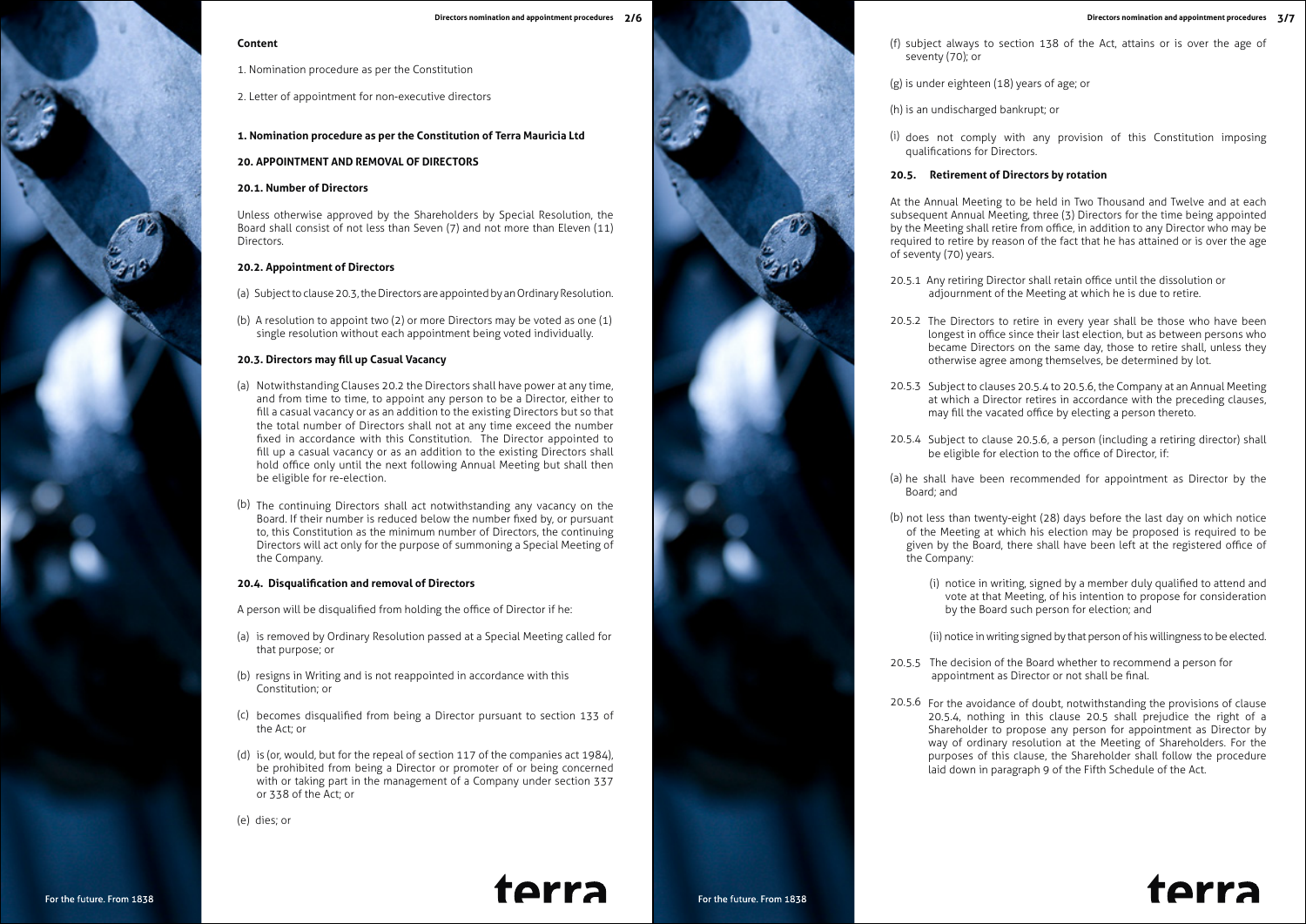**Content**

1. Nomination procedure as per the Constitution

2. Letter of appointment for non-executive directors

**1. Nomination procedure as per the Constitution of Terra Mauricia Ltd**

**20. APPOINTMENT AND REMOVAL OF DIRECTORS**

**20.1. Number of Directors**

Unless otherwise approved by the Shareholders by Special Resolution, the Board shall consist of not less than Seven (7) and not more than Eleven (11) Directors.

**20.2. Appointment of Directors**

(a) Subject to clause 20.3, the Directors are appointed by an Ordinary Resolution.

(b) A resolution to appoint two (2) or more Directors may be voted as one (1) single resolution without each appointment being voted individually.

**20.3. Directors may fill up Casual Vacancy**

(a) Notwithstanding Clauses 20.2 the Directors shall have power at any time, and from time to time, to appoint any person to be a Director, either to fill a casual vacancy or as an addition to the existing Directors but so that the total number of Directors shall not at any time exceed the number fixed in accordance with this Constitution. The Director appointed to fill up a casual vacancy or as an addition to the existing Directors shall hold office only until the next following Annual Meeting but shall then be eligible for re-election.

(b) The continuing Directors shall act notwithstanding any vacancy on the Board. If their number is reduced below the number fixed by, or pursuant to, this Constitution as the minimum number of Directors, the continuing Directors will act only for the purpose of summoning a Special Meeting of the Company.

**20.4. Disqualification and removal of Directors**

A person will be disqualified from holding the office of Director if he:

(a) is removed by Ordinary Resolution passed at a Special Meeting called for that purpose; or

(b) resigns in Writing and is not reappointed in accordance with this Constitution; or

(c) becomes disqualified from being a Director pursuant to section 133 of the Act; or

(d) is (or, would, but for the repeal of section 117 of the companies act 1984), be prohibited from being a Director or promoter of or being concerned with or taking part in the management of a Company under section 337 or 338 of the Act; or

(e) dies; or

(f) subject always to section 138 of the Act, attains or is over the age of seventy (70); or

(g) is under eighteen (18) years of age; or

(h) is an undischarged bankrupt; or

(i) does not comply with any provision of this Constitution imposing qualifications for Directors.

**20.5. Retirement of Directors by rotation**

At the Annual Meeting to be held in Two Thousand and Twelve and at each subsequent Annual Meeting, three (3) Directors for the time being appointed by the Meeting shall retire from office, in addition to any Director who may be required to retire by reason of the fact that he has attained or is over the age of seventy (70) years.

20.5.1 Any retiring Director shall retain office until the dissolution or adjournment of the Meeting at which he is due to retire.

20.5.2 The Directors to retire in every year shall be those who have been longest in office since their last election, but as between persons who became Directors on the same day, those to retire shall, unless they otherwise agree among themselves, be determined by lot.

20.5.3 Subject to clauses 20.5.4 to 20.5.6, the Company at an Annual Meeting at which a Director retires in accordance with the preceding clauses, may fill the vacated office by electing a person thereto.

20.5.4 Subject to clause 20.5.6, a person (including a retiring director) shall be eligible for election to the office of Director, if:

(a) he shall have been recommended for appointment as Director by the Board; and

(b) not less than twenty-eight (28) days before the last day on which notice of the Meeting at which his election may be proposed is required to be given by the Board, there shall have been left at the registered office of the Company:

(i) notice in writing, signed by a member duly qualified to attend and vote at that Meeting, of his intention to propose for consideration by the Board such person for election; and

(ii) notice in writing signed by that person of his willingness to be elected.

20.5.5 The decision of the Board whether to recommend a person for appointment as Director or not shall be final.

20.5.6 For the avoidance of doubt, notwithstanding the provisions of clause 20.5.4, nothing in this clause 20.5 shall prejudice the right of a Shareholder to propose any person for appointment as Director by way of ordinary resolution at the Meeting of Shareholders. For the purposes of this clause, the Shareholder shall follow the procedure laid down in paragraph 9 of the Fifth Schedule of the Act.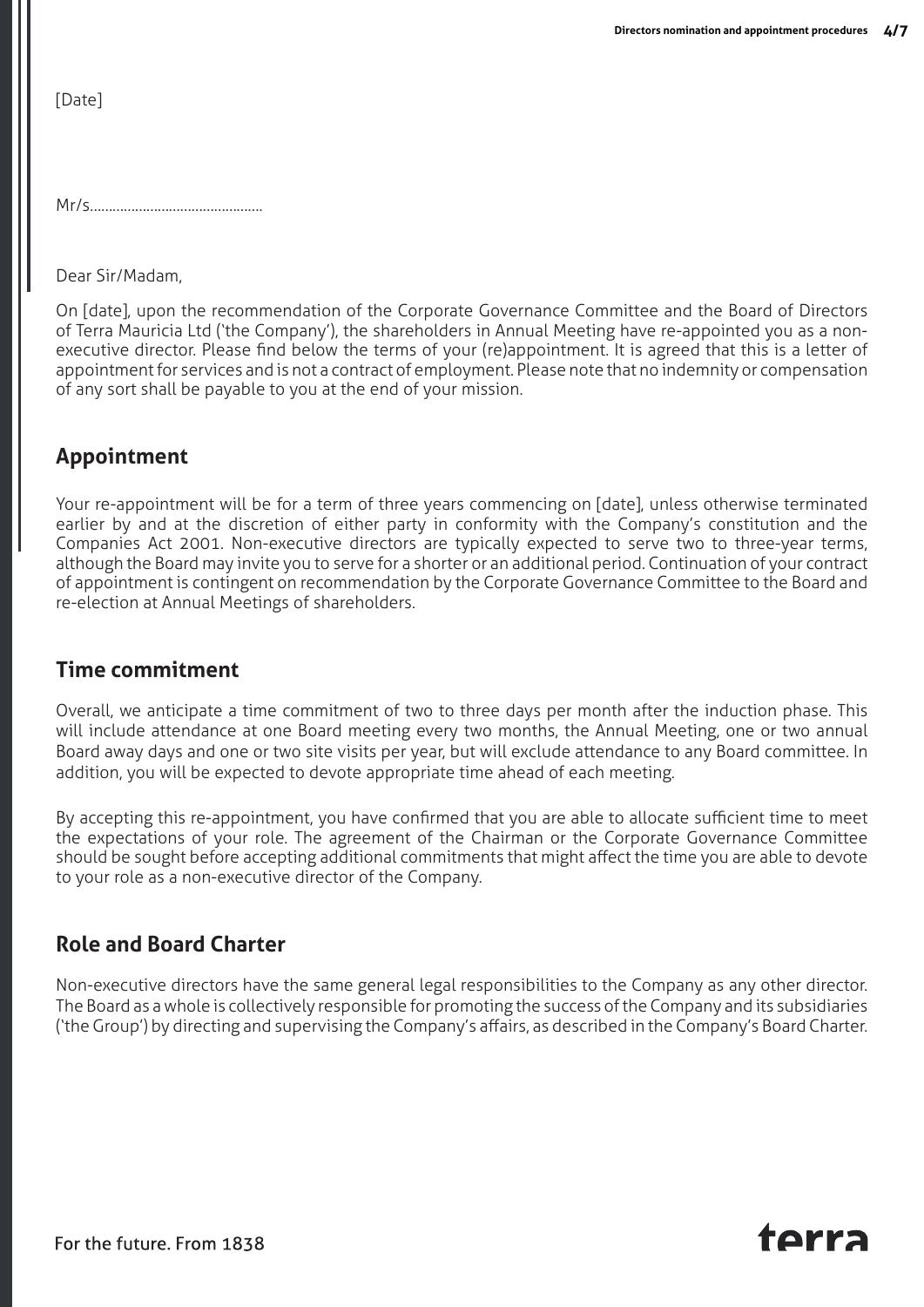[Date]

Mr/s............................................

Dear Sir/Madam,

On [date], upon the recommendation of the Corporate Governance Committee and the Board of Directors of Terra Mauricia Ltd ('the Company'), the shareholders in Annual Meeting have re-appointed you as a non-executive director. Please find below the terms of your (re)appointment. It is agreed that this is a letter of appointment for services and is not a contract of employment. Please note that no indemnity or compensation of any sort shall be payable to you at the end of your mission.

## Appointment

Your re-appointment will be for a term of three years commencing on [date], unless otherwise terminated earlier by and at the discretion of either party in conformity with the Company's constitution and the Companies Act 2001. Non-executive directors are typically expected to serve two to three-year terms, although the Board may invite you to serve for a shorter or an additional period. Continuation of your contract of appointment is contingent on recommendation by the Corporate Governance Committee to the Board and re-election at Annual Meetings of shareholders.

## Time commitment

Overall, we anticipate a time commitment of two to three days per month after the induction phase. This will include attendance at one Board meeting every two months, the Annual Meeting, one or two annual Board away days and one or two site visits per year, but will exclude attendance to any Board committee. In addition, you will be expected to devote appropriate time ahead of each meeting.

By accepting this re-appointment, you have confirmed that you are able to allocate sufficient time to meet the expectations of your role. The agreement of the Chairman or the Corporate Governance Committee should be sought before accepting additional commitments that might affect the time you are able to devote to your role as a non-executive director of the Company.

## Role and Board Charter

Non-executive directors have the same general legal responsibilities to the Company as any other director. The Board as a whole is collectively responsible for promoting the success of the Company and its subsidiaries ('the Group') by directing and supervising the Company's affairs, as described in the Company's Board Charter.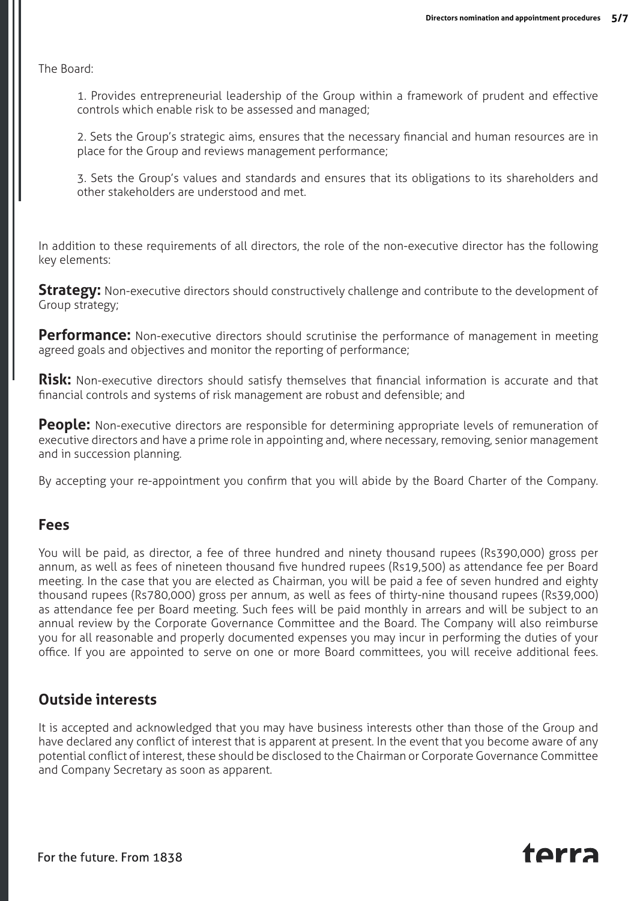The Board:

1. Provides entrepreneurial leadership of the Group within a framework of prudent and effective controls which enable risk to be assessed and managed;

2. Sets the Group's strategic aims, ensures that the necessary financial and human resources are in place for the Group and reviews management performance;

3. Sets the Group's values and standards and ensures that its obligations to its shareholders and other stakeholders are understood and met.

In addition to these requirements of all directors, the role of the non-executive director has the following key elements:

**Strategy:** Non-executive directors should constructively challenge and contribute to the development of Group strategy;

**Performance:** Non-executive directors should scrutinise the performance of management in meeting agreed goals and objectives and monitor the reporting of performance;

**Risk:** Non-executive directors should satisfy themselves that financial information is accurate and that financial controls and systems of risk management are robust and defensible; and

**People:** Non-executive directors are responsible for determining appropriate levels of remuneration of executive directors and have a prime role in appointing and, where necessary, removing, senior management and in succession planning.

By accepting your re-appointment you confirm that you will abide by the Board Charter of the Company.

## Fees

You will be paid, as director, a fee of three hundred and ninety thousand rupees (Rs390,000) gross per annum, as well as fees of nineteen thousand five hundred rupees (Rs19,500) as attendance fee per Board meeting. In the case that you are elected as Chairman, you will be paid a fee of seven hundred and eighty thousand rupees (Rs780,000) gross per annum, as well as fees of thirty-nine thousand rupees (Rs39,000) as attendance fee per Board meeting. Such fees will be paid monthly in arrears and will be subject to an annual review by the Corporate Governance Committee and the Board. The Company will also reimburse you for all reasonable and properly documented expenses you may incur in performing the duties of your office. If you are appointed to serve on one or more Board committees, you will receive additional fees.

## Outside interests

It is accepted and acknowledged that you may have business interests other than those of the Group and have declared any conflict of interest that is apparent at present. In the event that you become aware of any potential conflict of interest, these should be disclosed to the Chairman or Corporate Governance Committee and Company Secretary as soon as apparent.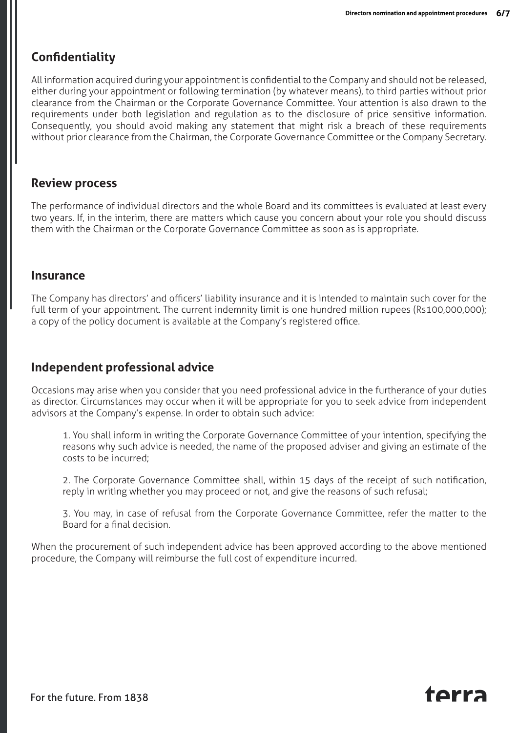## Confidentiality

All information acquired during your appointment is confidential to the Company and should not be released, either during your appointment or following termination (by whatever means), to third parties without prior clearance from the Chairman or the Corporate Governance Committee. Your attention is also drawn to the requirements under both legislation and regulation as to the disclosure of price sensitive information. Consequently, you should avoid making any statement that might risk a breach of these requirements without prior clearance from the Chairman, the Corporate Governance Committee or the Company Secretary.

## Review process

The performance of individual directors and the whole Board and its committees is evaluated at least every two years. If, in the interim, there are matters which cause you concern about your role you should discuss them with the Chairman or the Corporate Governance Committee as soon as is appropriate.

## Insurance

The Company has directors' and officers' liability insurance and it is intended to maintain such cover for the full term of your appointment. The current indemnity limit is one hundred million rupees (Rs100,000,000); a copy of the policy document is available at the Company's registered office.

## Independent professional advice

Occasions may arise when you consider that you need professional advice in the furtherance of your duties as director. Circumstances may occur when it will be appropriate for you to seek advice from independent advisors at the Company's expense. In order to obtain such advice:

1. You shall inform in writing the Corporate Governance Committee of your intention, specifying the reasons why such advice is needed, the name of the proposed adviser and giving an estimate of the costs to be incurred;

2. The Corporate Governance Committee shall, within 15 days of the receipt of such notification, reply in writing whether you may proceed or not, and give the reasons of such refusal;

3. You may, in case of refusal from the Corporate Governance Committee, refer the matter to the Board for a final decision.

When the procurement of such independent advice has been approved according to the above mentioned procedure, the Company will reimburse the full cost of expenditure incurred.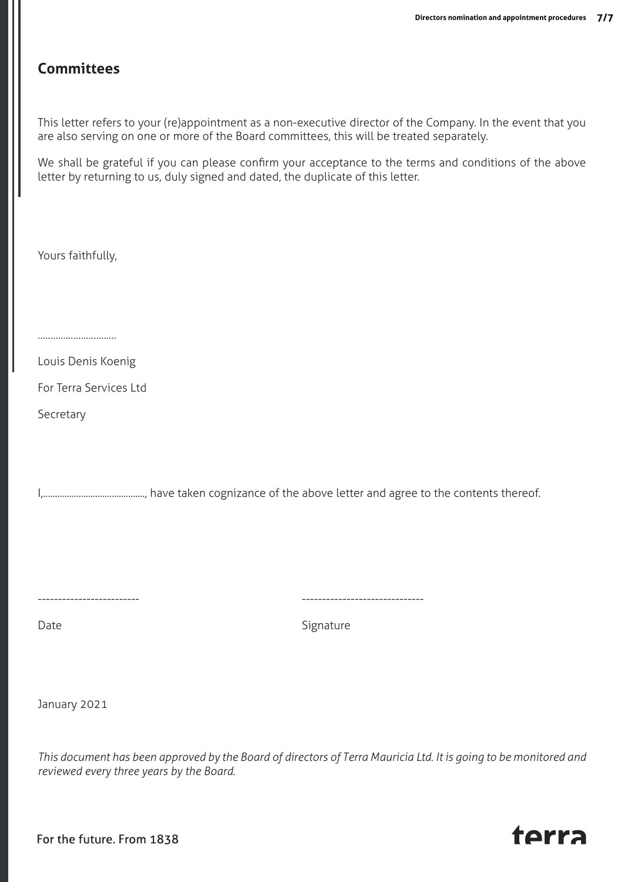## Committees

This letter refers to your (re)appointment as a non-executive director of the Company. In the event that you are also serving on one or more of the Board committees, this will be treated separately.

We shall be grateful if you can please confirm your acceptance to the terms and conditions of the above letter by returning to us, duly signed and dated, the duplicate of this letter.

Yours faithfully,

..............................

Louis Denis Koenig

For Terra Services Ltd

Secretary

I,.........................................., have taken cognizance of the above letter and agree to the contents thereof.

-------------------------                -----------------------------

Date                Signature

January 2021

*This document has been approved by the Board of directors of Terra Mauricia Ltd. It is going to be monitored and reviewed every three years by the Board.*

For the future. From 1838

terra